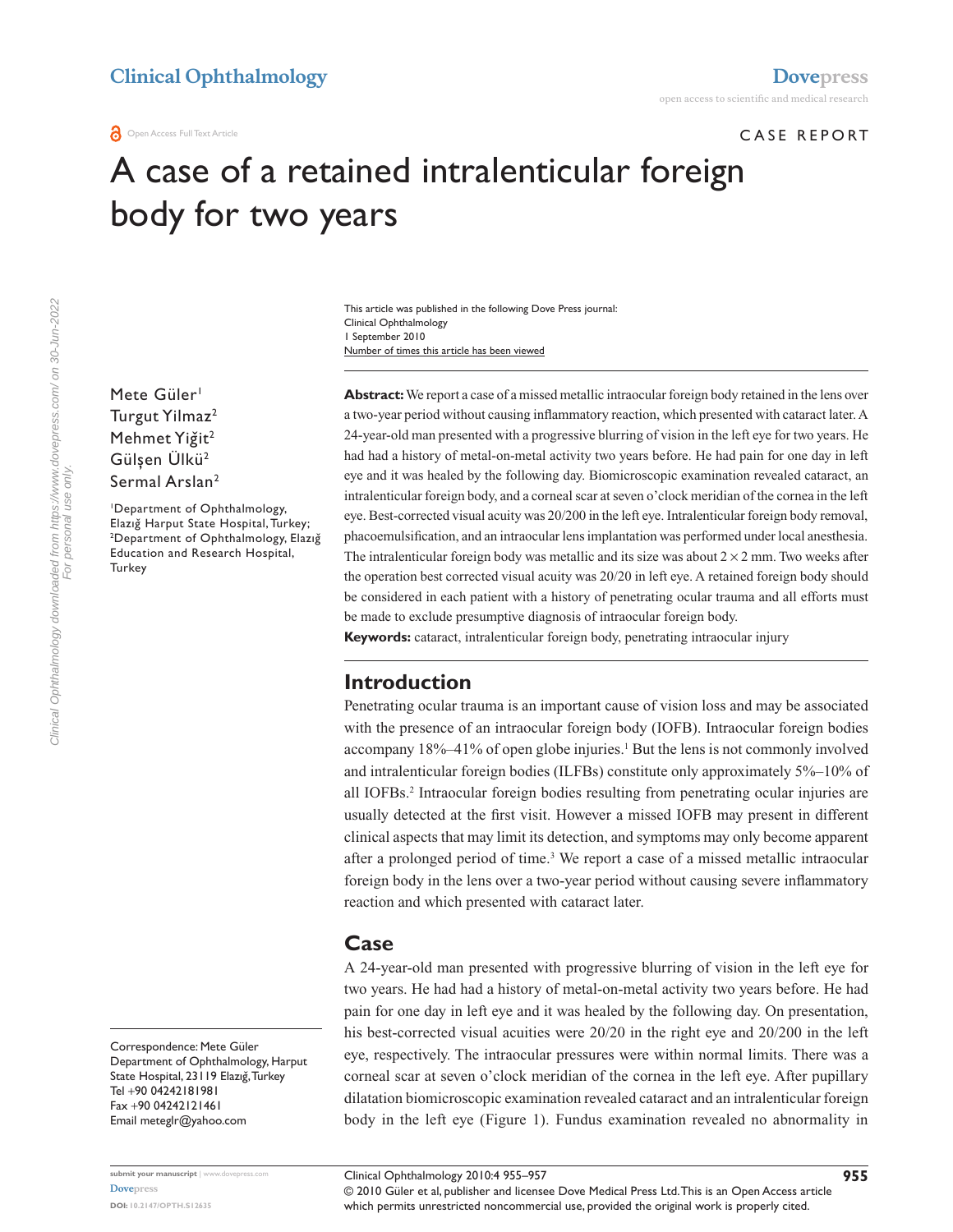CASE REPORT

# A case of a retained intralenticular foreign body for two years

This article was published in the following Dove Press journal:
Clinical Ophthalmology
1 September 2010
Number of times this article has been viewed

Mete Güler[1]
Turgut Yilmaz[2]
Mehmet Yiğit[2]
Gülşen Ülkü[2]
Sermal Arslan[2]

[1]Department of Ophthalmology, Elazığ Harput State Hospital, Turkey; [2]Department of Ophthalmology, Elazığ Education and Research Hospital, Turkey

Correspondence: Mete Güler
Department of Ophthalmology, Harput State Hospital, 23119 Elazığ, Turkey
Tel +90 04242181981
Fax +90 04242121461
Email meteglr@yahoo.com

**Abstract:** We report a case of a missed metallic intraocular foreign body retained in the lens over a two-year period without causing inflammatory reaction, which presented with cataract later. A 24-year-old man presented with a progressive blurring of vision in the left eye for two years. He had had a history of metal-on-metal activity two years before. He had pain for one day in left eye and it was healed by the following day. Biomicroscopic examination revealed cataract, an intralenticular foreign body, and a corneal scar at seven o'clock meridian of the cornea in the left eye. Best-corrected visual acuity was 20/200 in the left eye. Intralenticular foreign body removal, phacoemulsification, and an intraocular lens implantation was performed under local anesthesia. The intralenticular foreign body was metallic and its size was about $2 \times 2$ mm. Two weeks after the operation best corrected visual acuity was 20/20 in left eye. A retained foreign body should be considered in each patient with a history of penetrating ocular trauma and all efforts must be made to exclude presumptive diagnosis of intraocular foreign body.

**Keywords:** cataract, intralenticular foreign body, penetrating intraocular injury

## Introduction

Penetrating ocular trauma is an important cause of vision loss and may be associated with the presence of an intraocular foreign body (IOFB). Intraocular foreign bodies accompany 18%–41% of open globe injuries.[1] But the lens is not commonly involved and intralenticular foreign bodies (ILFBs) constitute only approximately 5%–10% of all IOFBs.[2] Intraocular foreign bodies resulting from penetrating ocular injuries are usually detected at the first visit. However a missed IOFB may present in different clinical aspects that may limit its detection, and symptoms may only become apparent after a prolonged period of time.[3] We report a case of a missed metallic intraocular foreign body in the lens over a two-year period without causing severe inflammatory reaction and which presented with cataract later.

## Case

A 24-year-old man presented with progressive blurring of vision in the left eye for two years. He had had a history of metal-on-metal activity two years before. He had pain for one day in left eye and it was healed by the following day. On presentation, his best-corrected visual acuities were 20/20 in the right eye and 20/200 in the left eye, respectively. The intraocular pressures were within normal limits. There was a corneal scar at seven o'clock meridian of the cornea in the left eye. After pupillary dilatation biomicroscopic examination revealed cataract and an intralenticular foreign body in the left eye (Figure 1). Fundus examination revealed no abnormality in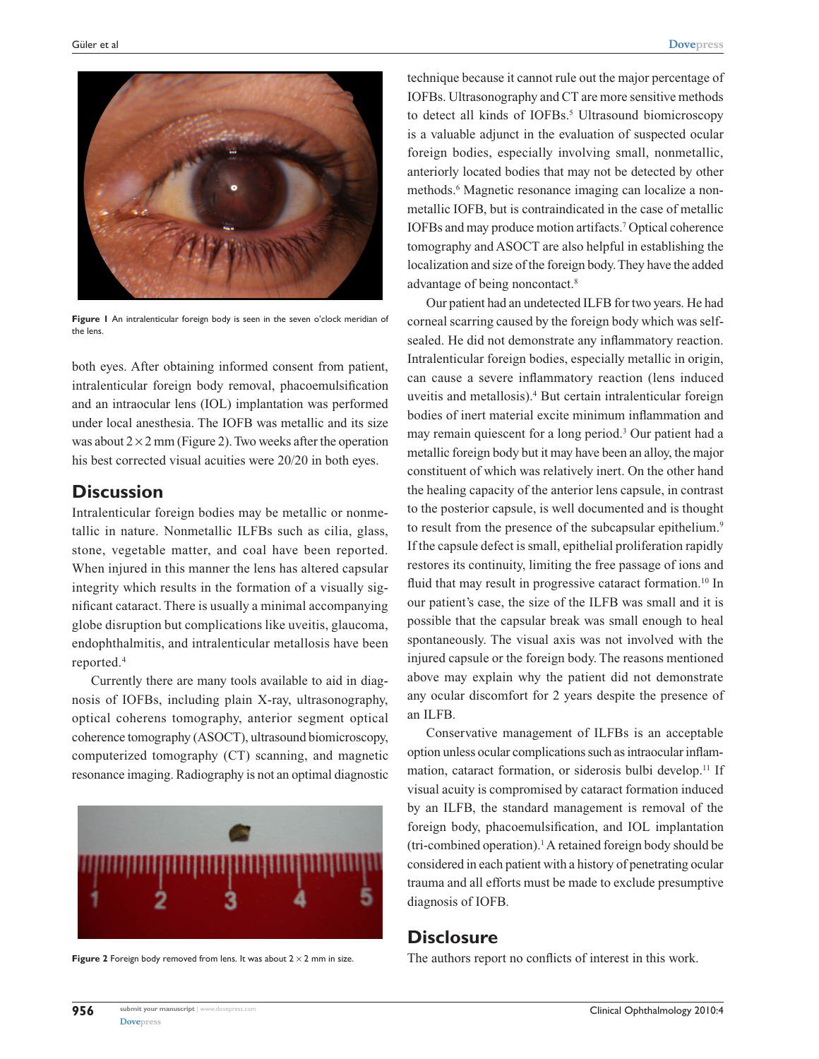Figure 1 An intralenticular foreign body is seen in the seven o'clock meridian of the lens.

both eyes. After obtaining informed consent from patient, intralenticular foreign body removal, phacoemulsification and an intraocular lens (IOL) implantation was performed under local anesthesia. The IOFB was metallic and its size was about 2 × 2 mm (Figure 2). Two weeks after the operation his best corrected visual acuities were 20/20 in both eyes.

## Discussion

Intralenticular foreign bodies may be metallic or nonmetallic in nature. Nonmetallic ILFBs such as cilia, glass, stone, vegetable matter, and coal have been reported. When injured in this manner the lens has altered capsular integrity which results in the formation of a visually significant cataract. There is usually a minimal accompanying globe disruption but complications like uveitis, glaucoma, endophthalmitis, and intralenticular metallosis have been reported.[4]

Currently there are many tools available to aid in diagnosis of IOFBs, including plain X-ray, ultrasonography, optical coherens tomography, anterior segment optical coherence tomography (ASOCT), ultrasound biomicroscopy, computerized tomography (CT) scanning, and magnetic resonance imaging. Radiography is not an optimal diagnostic technique because it cannot rule out the major percentage of IOFBs. Ultrasonography and CT are more sensitive methods to detect all kinds of IOFBs.[5] Ultrasound biomicroscopy is a valuable adjunct in the evaluation of suspected ocular foreign bodies, especially involving small, nonmetallic, anteriorly located bodies that may not be detected by other methods.[6] Magnetic resonance imaging can localize a nonmetallic IOFB, but is contraindicated in the case of metallic IOFBs and may produce motion artifacts.[7] Optical coherence tomography and ASOCT are also helpful in establishing the localization and size of the foreign body. They have the added advantage of being noncontact.[8]

Our patient had an undetected ILFB for two years. He had corneal scarring caused by the foreign body which was self-sealed. He did not demonstrate any inflammatory reaction. Intralenticular foreign bodies, especially metallic in origin, can cause a severe inflammatory reaction (lens induced uveitis and metallosis).[4] But certain intralenticular foreign bodies of inert material excite minimum inflammation and may remain quiescent for a long period.[3] Our patient had a metallic foreign body but it may have been an alloy, the major constituent of which was relatively inert. On the other hand the healing capacity of the anterior lens capsule, in contrast to the posterior capsule, is well documented and is thought to result from the presence of the subcapsular epithelium.[9] If the capsule defect is small, epithelial proliferation rapidly restores its continuity, limiting the free passage of ions and fluid that may result in progressive cataract formation.[10] In our patient's case, the size of the ILFB was small and it is possible that the capsular break was small enough to heal spontaneously. The visual axis was not involved with the injured capsule or the foreign body. The reasons mentioned above may explain why the patient did not demonstrate any ocular discomfort for 2 years despite the presence of an ILFB.

Conservative management of ILFBs is an acceptable option unless ocular complications such as intraocular inflammation, cataract formation, or siderosis bulbi develop.[11] If visual acuity is compromised by cataract formation induced by an ILFB, the standard management is removal of the foreign body, phacoemulsification, and IOL implantation (tri-combined operation).[1] A retained foreign body should be considered in each patient with a history of penetrating ocular trauma and all efforts must be made to exclude presumptive diagnosis of IOFB.

Figure 2 Foreign body removed from lens. It was about 2 × 2 mm in size.

## Disclosure

The authors report no conflicts of interest in this work.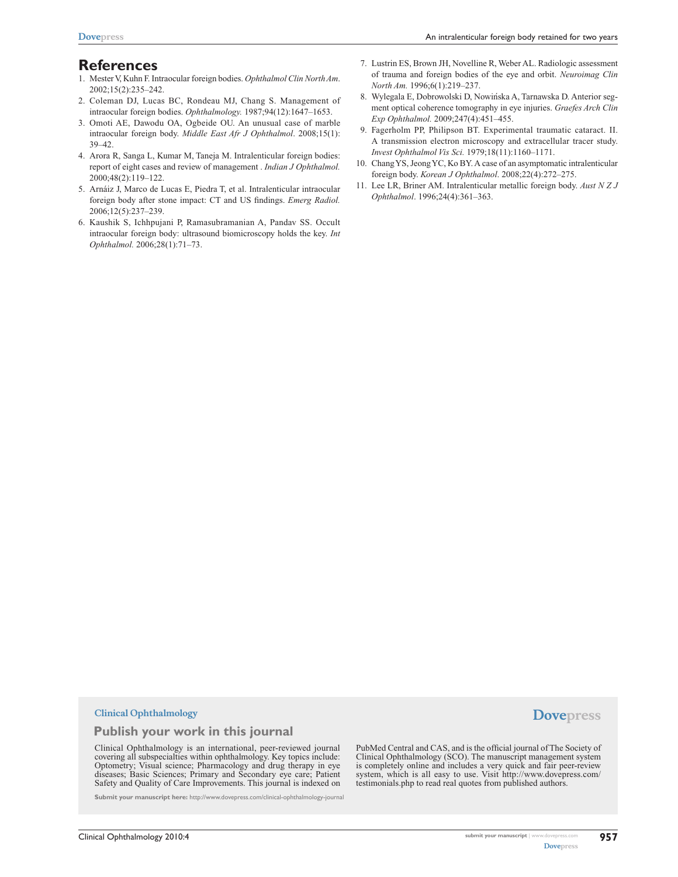## References

1. Mester V, Kuhn F. Intraocular foreign bodies. *Ophthalmol Clin North Am*. 2002;15(2):235–242.
2. Coleman DJ, Lucas BC, Rondeau MJ, Chang S. Management of intraocular foreign bodies. *Ophthalmology.* 1987;94(12):1647–1653.
3. Omoti AE, Dawodu OA, Ogbeide OU. An unusual case of marble intraocular foreign body. *Middle East Afr J Ophthalmol*. 2008;15(1):39–42.
4. Arora R, Sanga L, Kumar M, Taneja M. Intralenticular foreign bodies: report of eight cases and review of management . *Indian J Ophthalmol.* 2000;48(2):119–122.
5. Arnáiz J, Marco de Lucas E, Piedra T, et al. Intralenticular intraocular foreign body after stone impact: CT and US findings. *Emerg Radiol.* 2006;12(5):237–239.
6. Kaushik S, Ichhpujani P, Ramasubramanian A, Pandav SS. Occult intraocular foreign body: ultrasound biomicroscopy holds the key. *Int Ophthalmol.* 2006;28(1):71–73.
7. Lustrin ES, Brown JH, Novelline R, Weber AL. Radiologic assessment of trauma and foreign bodies of the eye and orbit. *Neuroimag Clin North Am.* 1996;6(1):219–237.
8. Wylegala E, Dobrowolski D, Nowińska A, Tarnawska D. Anterior segment optical coherence tomography in eye injuries. *Graefes Arch Clin Exp Ophthalmol.* 2009;247(4):451–455.
9. Fagerholm PP, Philipson BT. Experimental traumatic cataract. II. A transmission electron microscopy and extracellular tracer study. *Invest Ophthalmol Vis Sci.* 1979;18(11):1160–1171.
10. Chang YS, Jeong YC, Ko BY. A case of an asymptomatic intralenticular foreign body. *Korean J Ophthalmol*. 2008;22(4):272–275.
11. Lee LR, Briner AM. Intralenticular metallic foreign body. *Aust N Z J Ophthalmol*. 1996;24(4):361–363.

**Clinical Ophthalmology**

**Publish your work in this journal**

Clinical Ophthalmology is an international, peer-reviewed journal covering all subspecialties within ophthalmology. Key topics include: Optometry; Visual science; Pharmacology and drug therapy in eye diseases; Basic Sciences; Primary and Secondary eye care; Patient Safety and Quality of Care Improvements. This journal is indexed on PubMed Central and CAS, and is the official journal of The Society of Clinical Ophthalmology (SCO). The manuscript management system is completely online and includes a very quick and fair peer-review system, which is all easy to use. Visit http://www.dovepress.com/testimonials.php to read real quotes from published authors.

**Submit your manuscript here:** http://www.dovepress.com/clinical-ophthalmology-journal